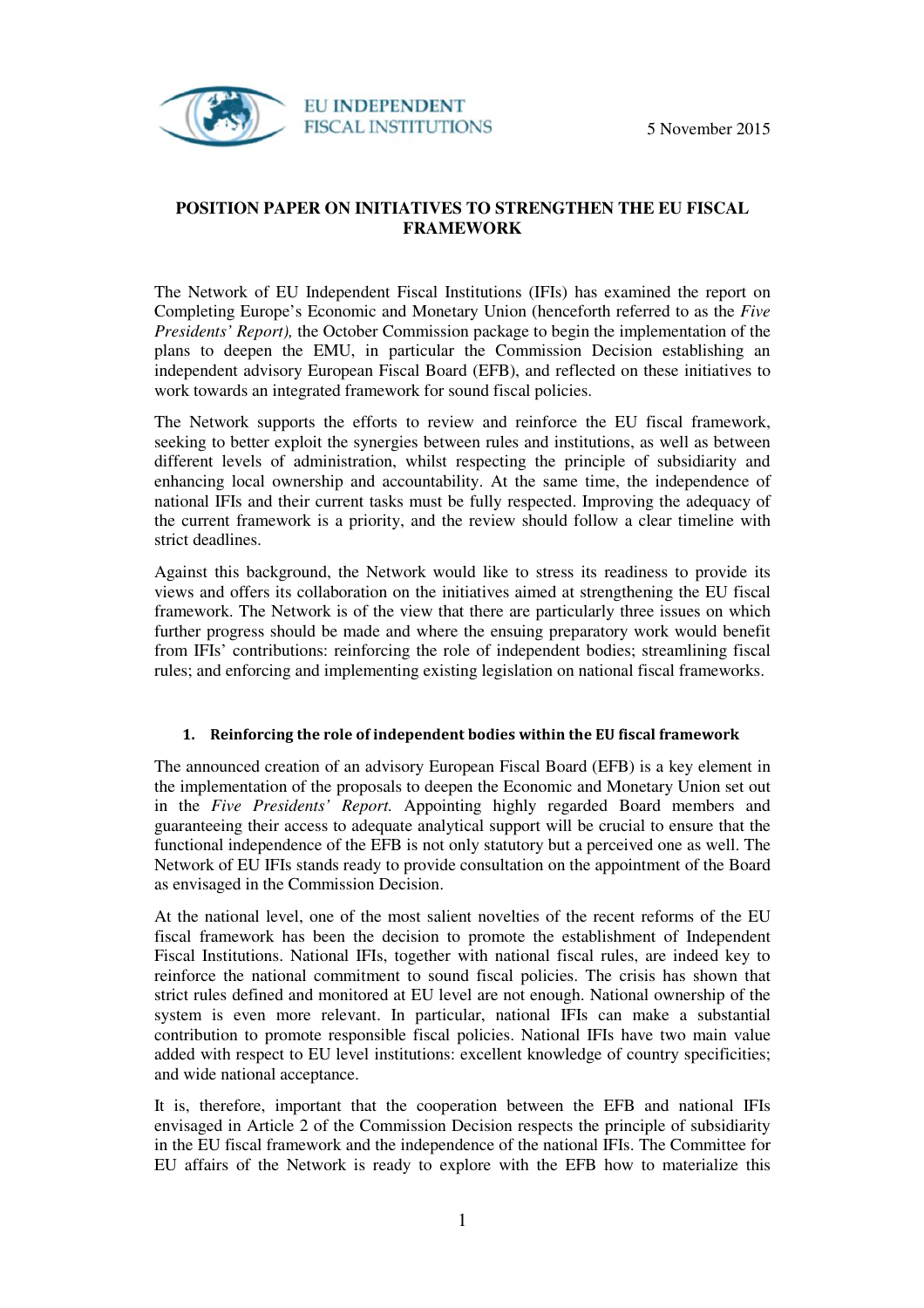EU INDEPENDENT FISCAL INSTITUTIONS

5 November 2015

# POSITION PAPER ON INITIATIVES TO STRENGTHEN THE EU FISCAL FRAMEWORK

The Network of EU Independent Fiscal Institutions (IFIs) has examined the report on Completing Europe's Economic and Monetary Union (henceforth referred to as the *Five Presidents' Report),* the October Commission package to begin the implementation of the plans to deepen the EMU, in particular the Commission Decision establishing an independent advisory European Fiscal Board (EFB), and reflected on these initiatives to work towards an integrated framework for sound fiscal policies.

The Network supports the efforts to review and reinforce the EU fiscal framework, seeking to better exploit the synergies between rules and institutions, as well as between different levels of administration, whilst respecting the principle of subsidiarity and enhancing local ownership and accountability. At the same time, the independence of national IFIs and their current tasks must be fully respected. Improving the adequacy of the current framework is a priority, and the review should follow a clear timeline with strict deadlines.

Against this background, the Network would like to stress its readiness to provide its views and offers its collaboration on the initiatives aimed at strengthening the EU fiscal framework. The Network is of the view that there are particularly three issues on which further progress should be made and where the ensuing preparatory work would benefit from IFIs' contributions: reinforcing the role of independent bodies; streamlining fiscal rules; and enforcing and implementing existing legislation on national fiscal frameworks.

## 1. Reinforcing the role of independent bodies within the EU fiscal framework

The announced creation of an advisory European Fiscal Board (EFB) is a key element in the implementation of the proposals to deepen the Economic and Monetary Union set out in the *Five Presidents' Report.* Appointing highly regarded Board members and guaranteeing their access to adequate analytical support will be crucial to ensure that the functional independence of the EFB is not only statutory but a perceived one as well. The Network of EU IFIs stands ready to provide consultation on the appointment of the Board as envisaged in the Commission Decision.

At the national level, one of the most salient novelties of the recent reforms of the EU fiscal framework has been the decision to promote the establishment of Independent Fiscal Institutions. National IFIs, together with national fiscal rules, are indeed key to reinforce the national commitment to sound fiscal policies. The crisis has shown that strict rules defined and monitored at EU level are not enough. National ownership of the system is even more relevant. In particular, national IFIs can make a substantial contribution to promote responsible fiscal policies. National IFIs have two main value added with respect to EU level institutions: excellent knowledge of country specificities; and wide national acceptance.

It is, therefore, important that the cooperation between the EFB and national IFIs envisaged in Article 2 of the Commission Decision respects the principle of subsidiarity in the EU fiscal framework and the independence of the national IFIs. The Committee for EU affairs of the Network is ready to explore with the EFB how to materialize this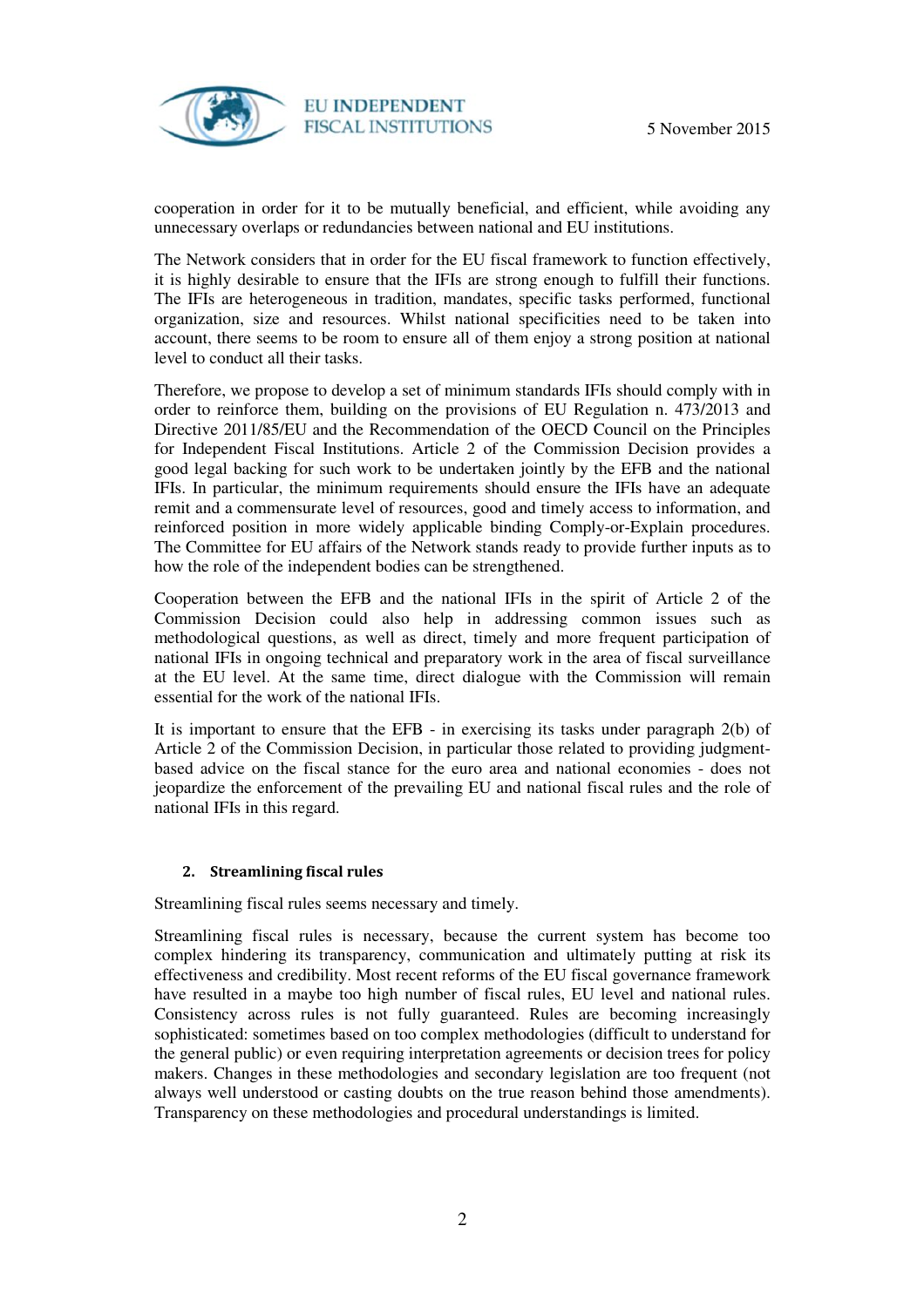cooperation in order for it to be mutually beneficial, and efficient, while avoiding any unnecessary overlaps or redundancies between national and EU institutions.

The Network considers that in order for the EU fiscal framework to function effectively, it is highly desirable to ensure that the IFIs are strong enough to fulfill their functions. The IFIs are heterogeneous in tradition, mandates, specific tasks performed, functional organization, size and resources. Whilst national specificities need to be taken into account, there seems to be room to ensure all of them enjoy a strong position at national level to conduct all their tasks.

Therefore, we propose to develop a set of minimum standards IFIs should comply with in order to reinforce them, building on the provisions of EU Regulation n. 473/2013 and Directive 2011/85/EU and the Recommendation of the OECD Council on the Principles for Independent Fiscal Institutions. Article 2 of the Commission Decision provides a good legal backing for such work to be undertaken jointly by the EFB and the national IFIs. In particular, the minimum requirements should ensure the IFIs have an adequate remit and a commensurate level of resources, good and timely access to information, and reinforced position in more widely applicable binding Comply-or-Explain procedures. The Committee for EU affairs of the Network stands ready to provide further inputs as to how the role of the independent bodies can be strengthened.

Cooperation between the EFB and the national IFIs in the spirit of Article 2 of the Commission Decision could also help in addressing common issues such as methodological questions, as well as direct, timely and more frequent participation of national IFIs in ongoing technical and preparatory work in the area of fiscal surveillance at the EU level. At the same time, direct dialogue with the Commission will remain essential for the work of the national IFIs.

It is important to ensure that the EFB - in exercising its tasks under paragraph 2(b) of Article 2 of the Commission Decision, in particular those related to providing judgment-based advice on the fiscal stance for the euro area and national economies - does not jeopardize the enforcement of the prevailing EU and national fiscal rules and the role of national IFIs in this regard.

## 2. Streamlining fiscal rules

Streamlining fiscal rules seems necessary and timely.

Streamlining fiscal rules is necessary, because the current system has become too complex hindering its transparency, communication and ultimately putting at risk its effectiveness and credibility. Most recent reforms of the EU fiscal governance framework have resulted in a maybe too high number of fiscal rules, EU level and national rules. Consistency across rules is not fully guaranteed. Rules are becoming increasingly sophisticated: sometimes based on too complex methodologies (difficult to understand for the general public) or even requiring interpretation agreements or decision trees for policy makers. Changes in these methodologies and secondary legislation are too frequent (not always well understood or casting doubts on the true reason behind those amendments). Transparency on these methodologies and procedural understandings is limited.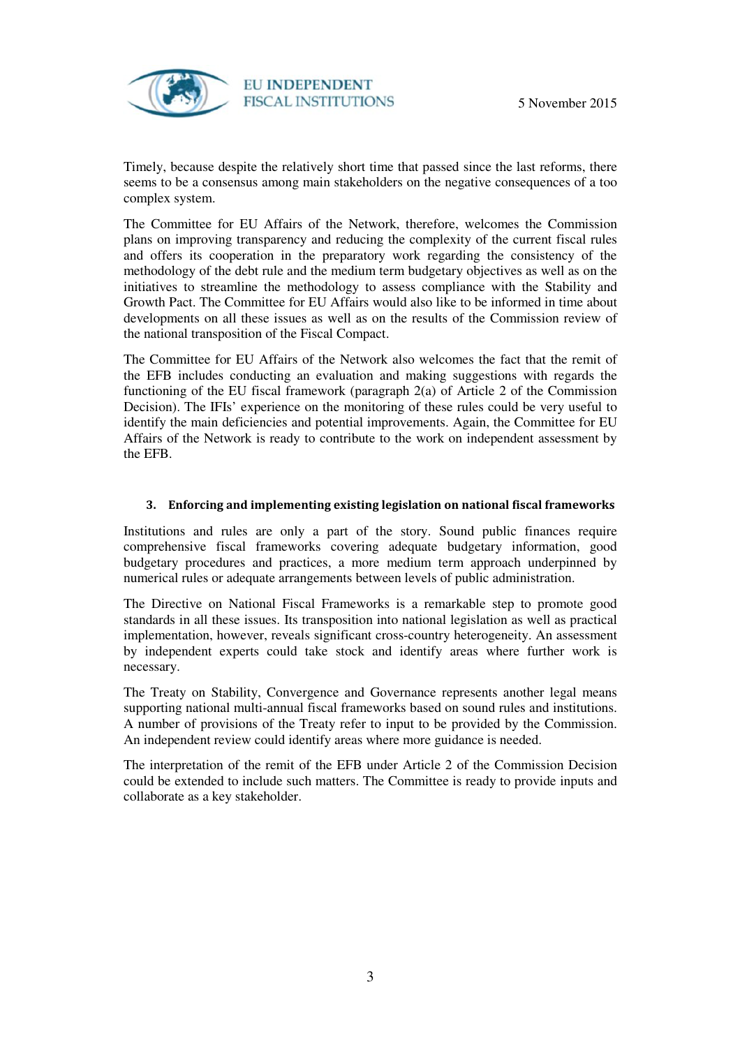Timely, because despite the relatively short time that passed since the last reforms, there seems to be a consensus among main stakeholders on the negative consequences of a too complex system.

The Committee for EU Affairs of the Network, therefore, welcomes the Commission plans on improving transparency and reducing the complexity of the current fiscal rules and offers its cooperation in the preparatory work regarding the consistency of the methodology of the debt rule and the medium term budgetary objectives as well as on the initiatives to streamline the methodology to assess compliance with the Stability and Growth Pact. The Committee for EU Affairs would also like to be informed in time about developments on all these issues as well as on the results of the Commission review of the national transposition of the Fiscal Compact.

The Committee for EU Affairs of the Network also welcomes the fact that the remit of the EFB includes conducting an evaluation and making suggestions with regards the functioning of the EU fiscal framework (paragraph 2(a) of Article 2 of the Commission Decision). The IFIs' experience on the monitoring of these rules could be very useful to identify the main deficiencies and potential improvements. Again, the Committee for EU Affairs of the Network is ready to contribute to the work on independent assessment by the EFB.

### 3. Enforcing and implementing existing legislation on national fiscal frameworks

Institutions and rules are only a part of the story. Sound public finances require comprehensive fiscal frameworks covering adequate budgetary information, good budgetary procedures and practices, a more medium term approach underpinned by numerical rules or adequate arrangements between levels of public administration.

The Directive on National Fiscal Frameworks is a remarkable step to promote good standards in all these issues. Its transposition into national legislation as well as practical implementation, however, reveals significant cross-country heterogeneity. An assessment by independent experts could take stock and identify areas where further work is necessary.

The Treaty on Stability, Convergence and Governance represents another legal means supporting national multi-annual fiscal frameworks based on sound rules and institutions. A number of provisions of the Treaty refer to input to be provided by the Commission. An independent review could identify areas where more guidance is needed.

The interpretation of the remit of the EFB under Article 2 of the Commission Decision could be extended to include such matters. The Committee is ready to provide inputs and collaborate as a key stakeholder.